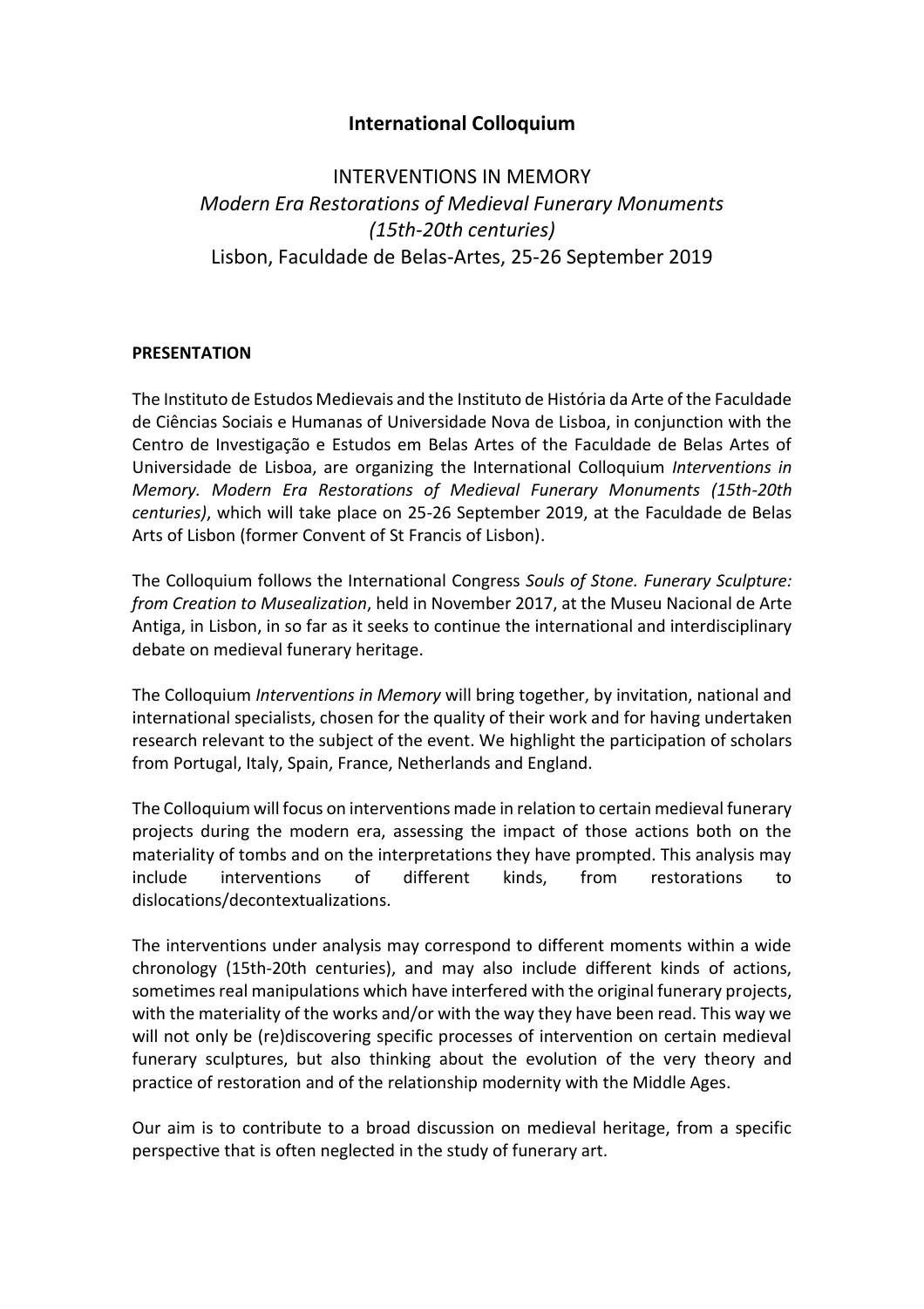# International Colloquium

## INTERVENTIONS IN MEMORY
## *Modern Era Restorations of Medieval Funerary Monuments (15th-20th centuries)*
## Lisbon, Faculdade de Belas-Artes, 25-26 September 2019

### PRESENTATION

The Instituto de Estudos Medievais and the Instituto de História da Arte of the Faculdade de Ciências Sociais e Humanas of Universidade Nova de Lisboa, in conjunction with the Centro de Investigação e Estudos em Belas Artes of the Faculdade de Belas Artes of Universidade de Lisboa, are organizing the International Colloquium *Interventions in Memory. Modern Era Restorations of Medieval Funerary Monuments (15th-20th centuries)*, which will take place on 25-26 September 2019, at the Faculdade de Belas Arts of Lisbon (former Convent of St Francis of Lisbon).

The Colloquium follows the International Congress *Souls of Stone. Funerary Sculpture: from Creation to Musealization*, held in November 2017, at the Museu Nacional de Arte Antiga, in Lisbon, in so far as it seeks to continue the international and interdisciplinary debate on medieval funerary heritage.

The Colloquium *Interventions in Memory* will bring together, by invitation, national and international specialists, chosen for the quality of their work and for having undertaken research relevant to the subject of the event. We highlight the participation of scholars from Portugal, Italy, Spain, France, Netherlands and England.

The Colloquium will focus on interventions made in relation to certain medieval funerary projects during the modern era, assessing the impact of those actions both on the materiality of tombs and on the interpretations they have prompted. This analysis may include interventions of different kinds, from restorations to dislocations/decontextualizations.

The interventions under analysis may correspond to different moments within a wide chronology (15th-20th centuries), and may also include different kinds of actions, sometimes real manipulations which have interfered with the original funerary projects, with the materiality of the works and/or with the way they have been read. This way we will not only be (re)discovering specific processes of intervention on certain medieval funerary sculptures, but also thinking about the evolution of the very theory and practice of restoration and of the relationship modernity with the Middle Ages.

Our aim is to contribute to a broad discussion on medieval heritage, from a specific perspective that is often neglected in the study of funerary art.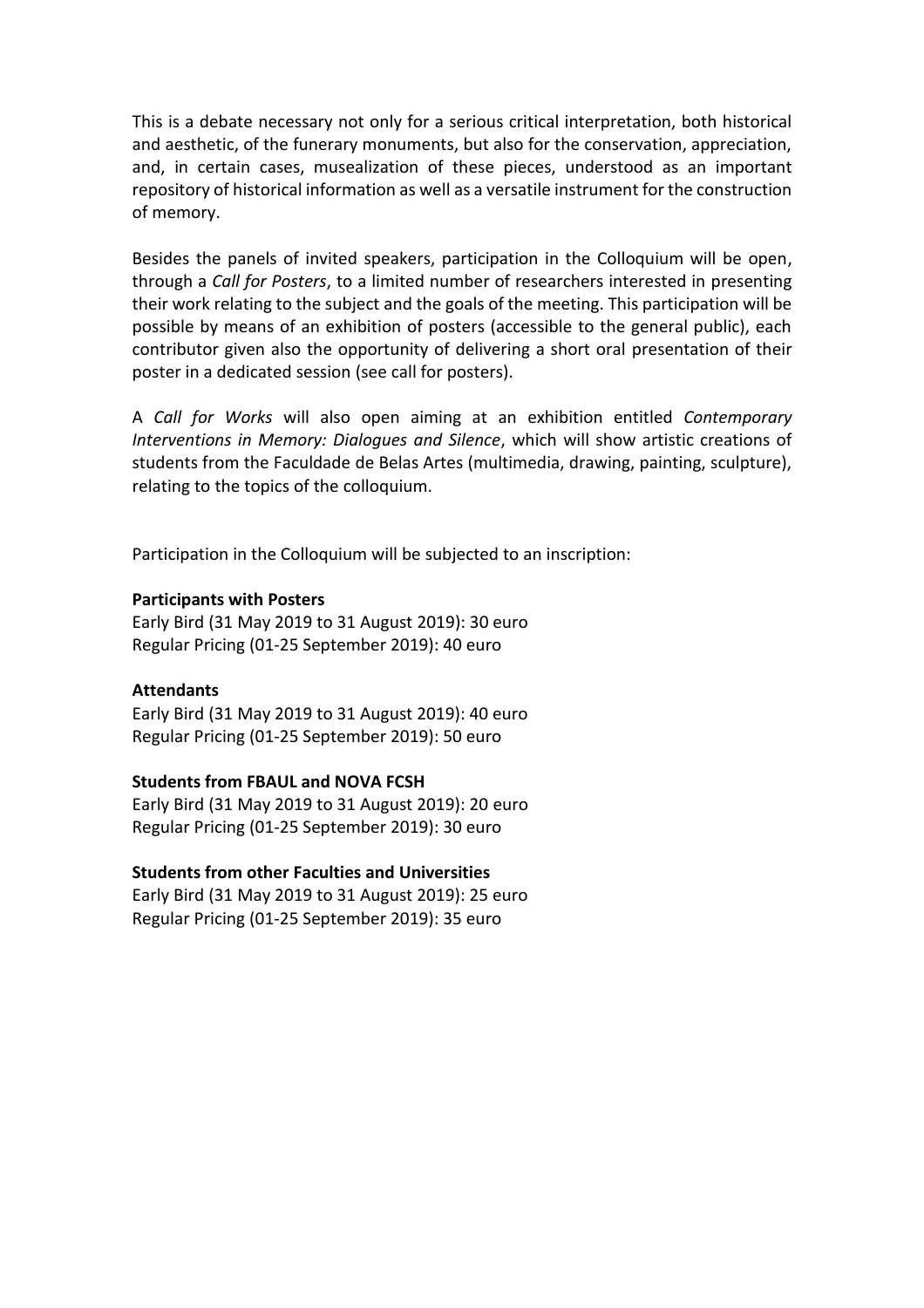This is a debate necessary not only for a serious critical interpretation, both historical and aesthetic, of the funerary monuments, but also for the conservation, appreciation, and, in certain cases, musealization of these pieces, understood as an important repository of historical information as well as a versatile instrument for the construction of memory.

Besides the panels of invited speakers, participation in the Colloquium will be open, through a *Call for Posters*, to a limited number of researchers interested in presenting their work relating to the subject and the goals of the meeting. This participation will be possible by means of an exhibition of posters (accessible to the general public), each contributor given also the opportunity of delivering a short oral presentation of their poster in a dedicated session (see call for posters).

A *Call for Works* will also open aiming at an exhibition entitled *Contemporary Interventions in Memory: Dialogues and Silence*, which will show artistic creations of students from the Faculdade de Belas Artes (multimedia, drawing, painting, sculpture), relating to the topics of the colloquium.

Participation in the Colloquium will be subjected to an inscription:

**Participants with Posters**
Early Bird (31 May 2019 to 31 August 2019): 30 euro
Regular Pricing (01-25 September 2019): 40 euro

**Attendants**
Early Bird (31 May 2019 to 31 August 2019): 40 euro
Regular Pricing (01-25 September 2019): 50 euro

**Students from FBAUL and NOVA FCSH**
Early Bird (31 May 2019 to 31 August 2019): 20 euro
Regular Pricing (01-25 September 2019): 30 euro

**Students from other Faculties and Universities**
Early Bird (31 May 2019 to 31 August 2019): 25 euro
Regular Pricing (01-25 September 2019): 35 euro